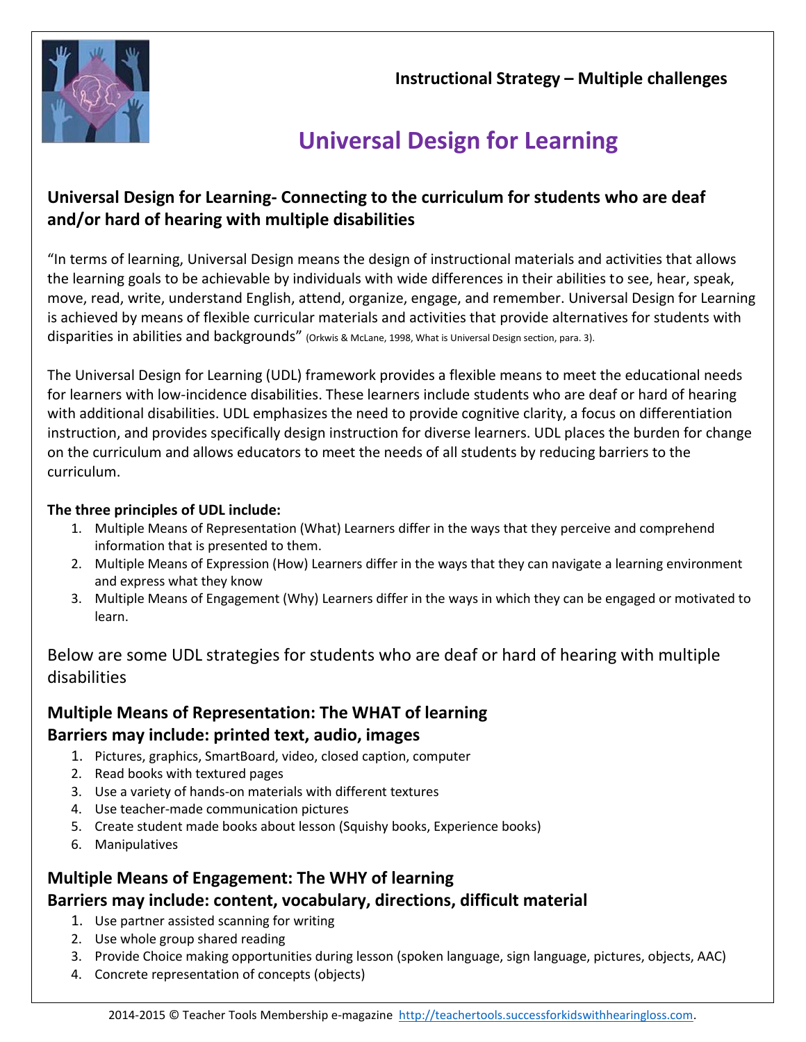**Instructional Strategy – Multiple challenges**

# Universal Design for Learning

## Universal Design for Learning- Connecting to the curriculum for students who are deaf and/or hard of hearing with multiple disabilities

"In terms of learning, Universal Design means the design of instructional materials and activities that allows the learning goals to be achievable by individuals with wide differences in their abilities to see, hear, speak, move, read, write, understand English, attend, organize, engage, and remember. Universal Design for Learning is achieved by means of flexible curricular materials and activities that provide alternatives for students with disparities in abilities and backgrounds" (Orkwis & McLane, 1998, What is Universal Design section, para. 3).

The Universal Design for Learning (UDL) framework provides a flexible means to meet the educational needs for learners with low-incidence disabilities. These learners include students who are deaf or hard of hearing with additional disabilities. UDL emphasizes the need to provide cognitive clarity, a focus on differentiation instruction, and provides specifically design instruction for diverse learners. UDL places the burden for change on the curriculum and allows educators to meet the needs of all students by reducing barriers to the curriculum.

**The three principles of UDL include:**

1. Multiple Means of Representation (What) Learners differ in the ways that they perceive and comprehend information that is presented to them.
2. Multiple Means of Expression (How) Learners differ in the ways that they can navigate a learning environment and express what they know
3. Multiple Means of Engagement (Why) Learners differ in the ways in which they can be engaged or motivated to learn.

Below are some UDL strategies for students who are deaf or hard of hearing with multiple disabilities

### Multiple Means of Representation: The WHAT of learning
### Barriers may include: printed text, audio, images

1. Pictures, graphics, SmartBoard, video, closed caption, computer
2. Read books with textured pages
3. Use a variety of hands-on materials with different textures
4. Use teacher-made communication pictures
5. Create student made books about lesson (Squishy books, Experience books)
6. Manipulatives

### Multiple Means of Engagement: The WHY of learning
### Barriers may include: content, vocabulary, directions, difficult material

1. Use partner assisted scanning for writing
2. Use whole group shared reading
3. Provide Choice making opportunities during lesson (spoken language, sign language, pictures, objects, AAC)
4. Concrete representation of concepts (objects)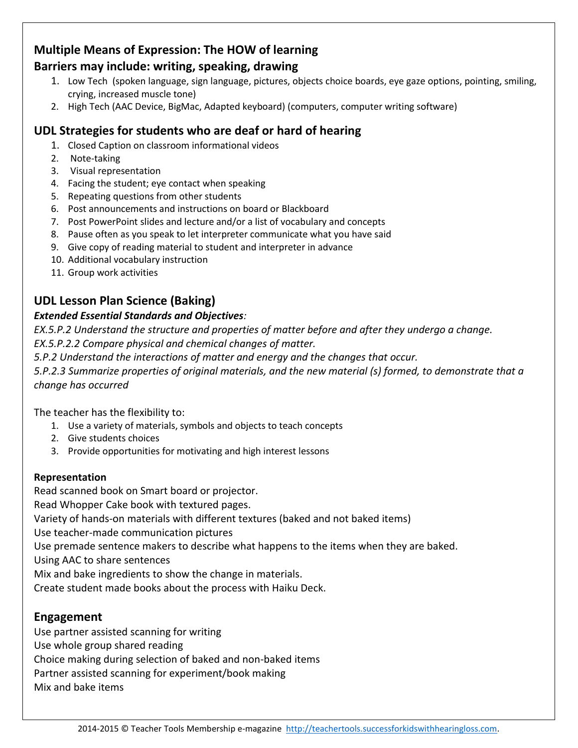## Multiple Means of Expression: The HOW of learning

## Barriers may include: writing, speaking, drawing

1. Low Tech (spoken language, sign language, pictures, objects choice boards, eye gaze options, pointing, smiling, crying, increased muscle tone)
2. High Tech (AAC Device, BigMac, Adapted keyboard) (computers, computer writing software)

## UDL Strategies for students who are deaf or hard of hearing

1. Closed Caption on classroom informational videos
2. Note-taking
3. Visual representation
4. Facing the student; eye contact when speaking
5. Repeating questions from other students
6. Post announcements and instructions on board or Blackboard
7. Post PowerPoint slides and lecture and/or a list of vocabulary and concepts
8. Pause often as you speak to let interpreter communicate what you have said
9. Give copy of reading material to student and interpreter in advance
10. Additional vocabulary instruction
11. Group work activities

## UDL Lesson Plan Science (Baking)

***Extended Essential Standards and Objectives:***

*EX.5.P.2 Understand the structure and properties of matter before and after they undergo a change.*
*EX.5.P.2.2 Compare physical and chemical changes of matter.*
*5.P.2 Understand the interactions of matter and energy and the changes that occur.*
*5.P.2.3 Summarize properties of original materials, and the new material (s) formed, to demonstrate that a change has occurred*

The teacher has the flexibility to:

1. Use a variety of materials, symbols and objects to teach concepts
2. Give students choices
3. Provide opportunities for motivating and high interest lessons

**Representation**

Read scanned book on Smart board or projector.
Read Whopper Cake book with textured pages.
Variety of hands-on materials with different textures (baked and not baked items)
Use teacher-made communication pictures
Use premade sentence makers to describe what happens to the items when they are baked.
Using AAC to share sentences
Mix and bake ingredients to show the change in materials.
Create student made books about the process with Haiku Deck.

## Engagement

Use partner assisted scanning for writing
Use whole group shared reading
Choice making during selection of baked and non-baked items
Partner assisted scanning for experiment/book making
Mix and bake items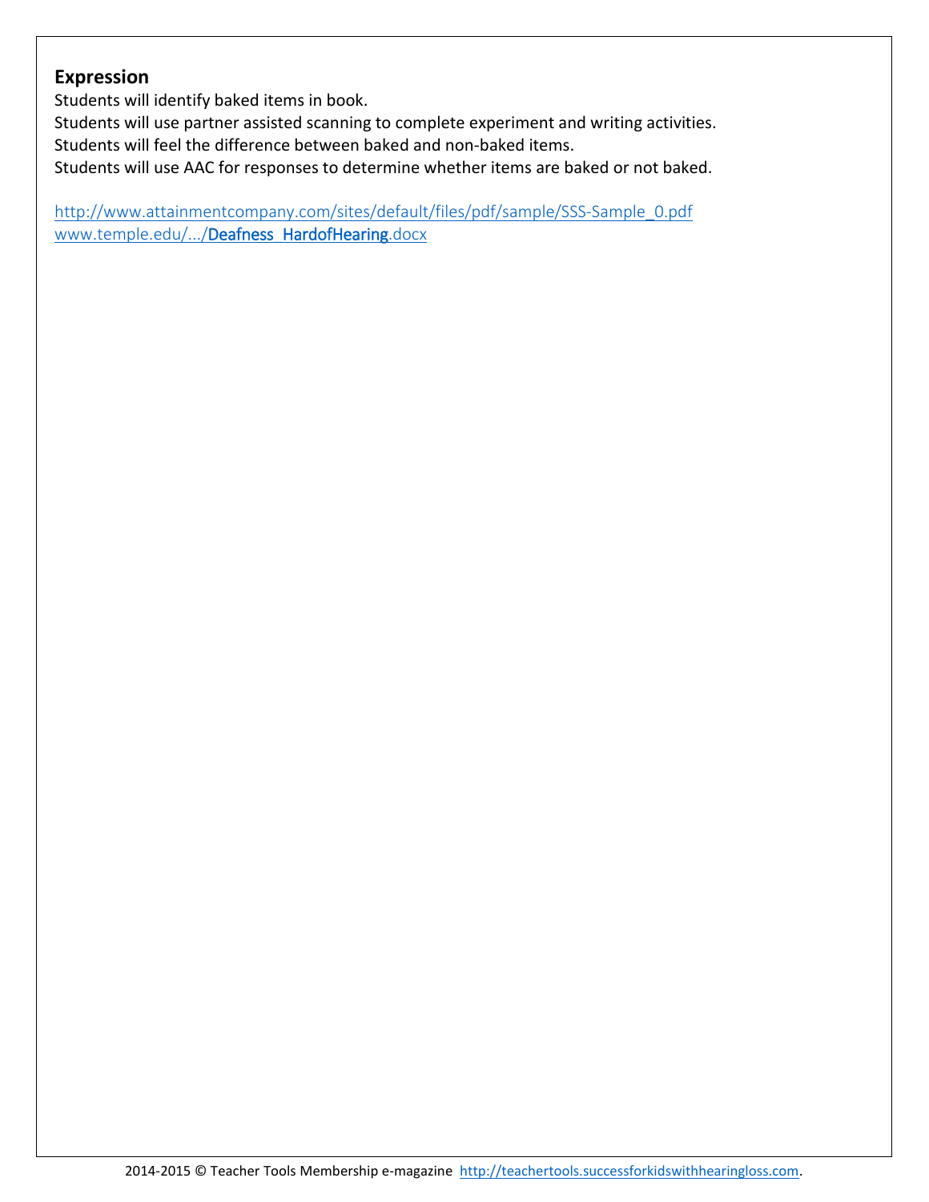**Expression**

Students will identify baked items in book.
Students will use partner assisted scanning to complete experiment and writing activities.
Students will feel the difference between baked and non-baked items.
Students will use AAC for responses to determine whether items are baked or not baked.

http://www.attainmentcompany.com/sites/default/files/pdf/sample/SSS-Sample_0.pdf
www.temple.edu/.../Deafness_HardofHearing.docx